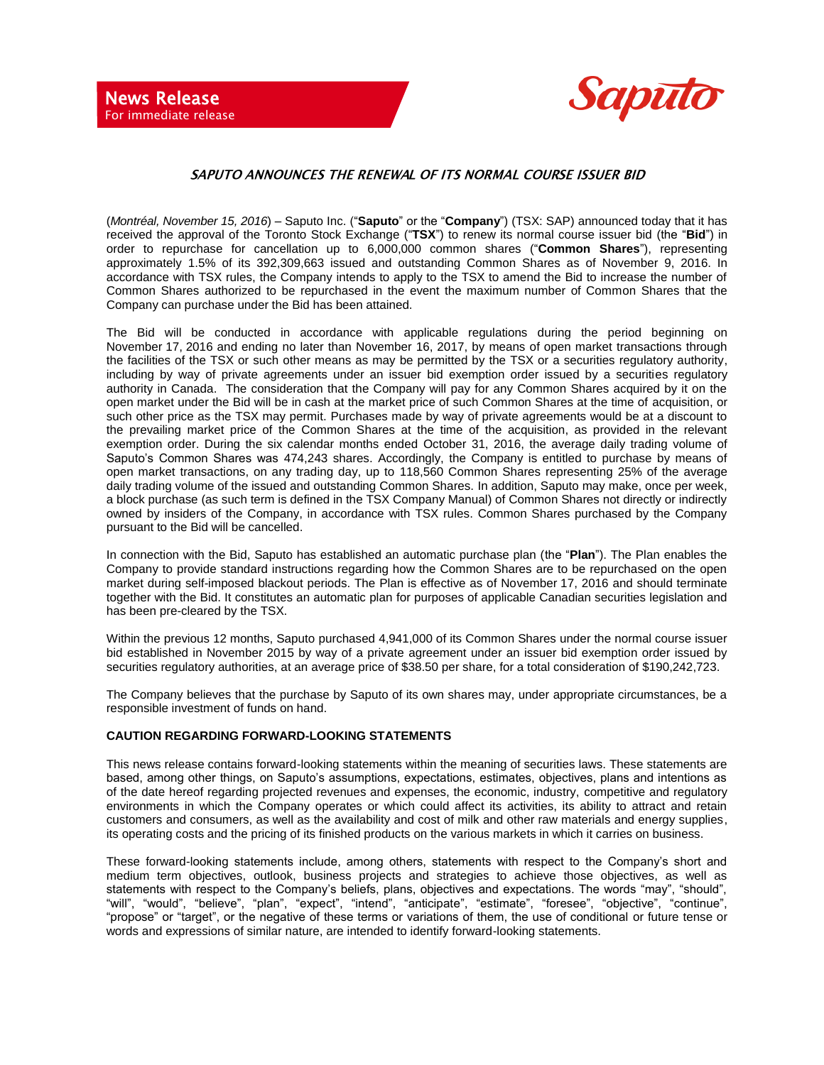**News Release**
For immediate release

# SAPUTO ANNOUNCES THE RENEWAL OF ITS NORMAL COURSE ISSUER BID

(*Montréal, November 15, 2016*) – Saputo Inc. ("**Saputo**" or the "**Company**") (TSX: SAP) announced today that it has received the approval of the Toronto Stock Exchange ("**TSX**") to renew its normal course issuer bid (the "**Bid**") in order to repurchase for cancellation up to 6,000,000 common shares ("**Common Shares**"), representing approximately 1.5% of its 392,309,663 issued and outstanding Common Shares as of November 9, 2016. In accordance with TSX rules, the Company intends to apply to the TSX to amend the Bid to increase the number of Common Shares authorized to be repurchased in the event the maximum number of Common Shares that the Company can purchase under the Bid has been attained.

The Bid will be conducted in accordance with applicable regulations during the period beginning on November 17, 2016 and ending no later than November 16, 2017, by means of open market transactions through the facilities of the TSX or such other means as may be permitted by the TSX or a securities regulatory authority, including by way of private agreements under an issuer bid exemption order issued by a securities regulatory authority in Canada. The consideration that the Company will pay for any Common Shares acquired by it on the open market under the Bid will be in cash at the market price of such Common Shares at the time of acquisition, or such other price as the TSX may permit. Purchases made by way of private agreements would be at a discount to the prevailing market price of the Common Shares at the time of the acquisition, as provided in the relevant exemption order. During the six calendar months ended October 31, 2016, the average daily trading volume of Saputo's Common Shares was 474,243 shares. Accordingly, the Company is entitled to purchase by means of open market transactions, on any trading day, up to 118,560 Common Shares representing 25% of the average daily trading volume of the issued and outstanding Common Shares. In addition, Saputo may make, once per week, a block purchase (as such term is defined in the TSX Company Manual) of Common Shares not directly or indirectly owned by insiders of the Company, in accordance with TSX rules. Common Shares purchased by the Company pursuant to the Bid will be cancelled.

In connection with the Bid, Saputo has established an automatic purchase plan (the "**Plan**"). The Plan enables the Company to provide standard instructions regarding how the Common Shares are to be repurchased on the open market during self-imposed blackout periods. The Plan is effective as of November 17, 2016 and should terminate together with the Bid. It constitutes an automatic plan for purposes of applicable Canadian securities legislation and has been pre-cleared by the TSX.

Within the previous 12 months, Saputo purchased 4,941,000 of its Common Shares under the normal course issuer bid established in November 2015 by way of a private agreement under an issuer bid exemption order issued by securities regulatory authorities, at an average price of $38.50 per share, for a total consideration of $190,242,723.

The Company believes that the purchase by Saputo of its own shares may, under appropriate circumstances, be a responsible investment of funds on hand.

**CAUTION REGARDING FORWARD-LOOKING STATEMENTS**

This news release contains forward-looking statements within the meaning of securities laws. These statements are based, among other things, on Saputo's assumptions, expectations, estimates, objectives, plans and intentions as of the date hereof regarding projected revenues and expenses, the economic, industry, competitive and regulatory environments in which the Company operates or which could affect its activities, its ability to attract and retain customers and consumers, as well as the availability and cost of milk and other raw materials and energy supplies, its operating costs and the pricing of its finished products on the various markets in which it carries on business.

These forward-looking statements include, among others, statements with respect to the Company's short and medium term objectives, outlook, business projects and strategies to achieve those objectives, as well as statements with respect to the Company's beliefs, plans, objectives and expectations. The words "may", "should", "will", "would", "believe", "plan", "expect", "intend", "anticipate", "estimate", "foresee", "objective", "continue", "propose" or "target", or the negative of these terms or variations of them, the use of conditional or future tense or words and expressions of similar nature, are intended to identify forward-looking statements.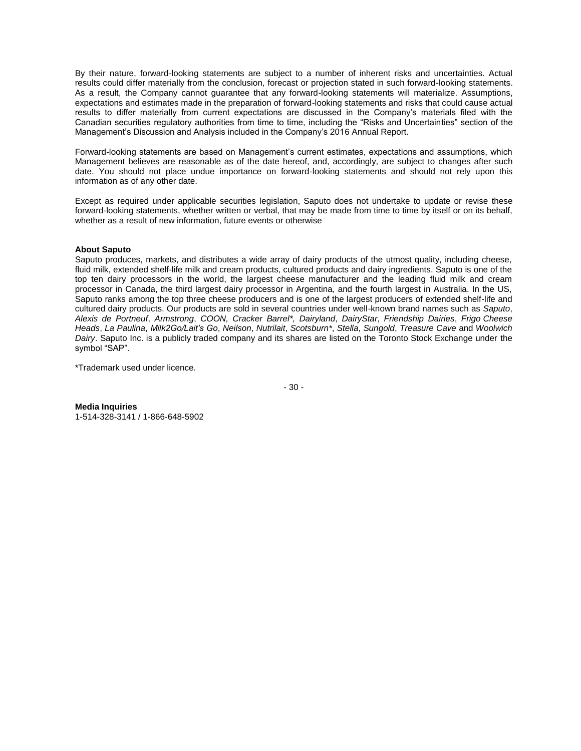By their nature, forward-looking statements are subject to a number of inherent risks and uncertainties. Actual results could differ materially from the conclusion, forecast or projection stated in such forward-looking statements. As a result, the Company cannot guarantee that any forward-looking statements will materialize. Assumptions, expectations and estimates made in the preparation of forward-looking statements and risks that could cause actual results to differ materially from current expectations are discussed in the Company's materials filed with the Canadian securities regulatory authorities from time to time, including the "Risks and Uncertainties" section of the Management's Discussion and Analysis included in the Company's 2016 Annual Report.

Forward-looking statements are based on Management's current estimates, expectations and assumptions, which Management believes are reasonable as of the date hereof, and, accordingly, are subject to changes after such date. You should not place undue importance on forward-looking statements and should not rely upon this information as of any other date.

Except as required under applicable securities legislation, Saputo does not undertake to update or revise these forward-looking statements, whether written or verbal, that may be made from time to time by itself or on its behalf, whether as a result of new information, future events or otherwise

**About Saputo**

Saputo produces, markets, and distributes a wide array of dairy products of the utmost quality, including cheese, fluid milk, extended shelf-life milk and cream products, cultured products and dairy ingredients. Saputo is one of the top ten dairy processors in the world, the largest cheese manufacturer and the leading fluid milk and cream processor in Canada, the third largest dairy processor in Argentina, and the fourth largest in Australia. In the US, Saputo ranks among the top three cheese producers and is one of the largest producers of extended shelf-life and cultured dairy products. Our products are sold in several countries under well-known brand names such as *Saputo*, *Alexis de Portneuf*, *Armstrong*, *COON, Cracker Barrel*\*, *Dairyland*, *DairyStar*, *Friendship Dairies*, *Frigo Cheese Heads*, *La Paulina*, *Milk2Go/Lait's Go*, *Neilson*, *Nutrilait*, *Scotsburn*\*, *Stella*, *Sungold*, *Treasure Cave* and *Woolwich Dairy*. Saputo Inc. is a publicly traded company and its shares are listed on the Toronto Stock Exchange under the symbol "SAP".

\*Trademark used under licence.

- 30 -

**Media Inquiries**
1-514-328-3141 / 1-866-648-5902